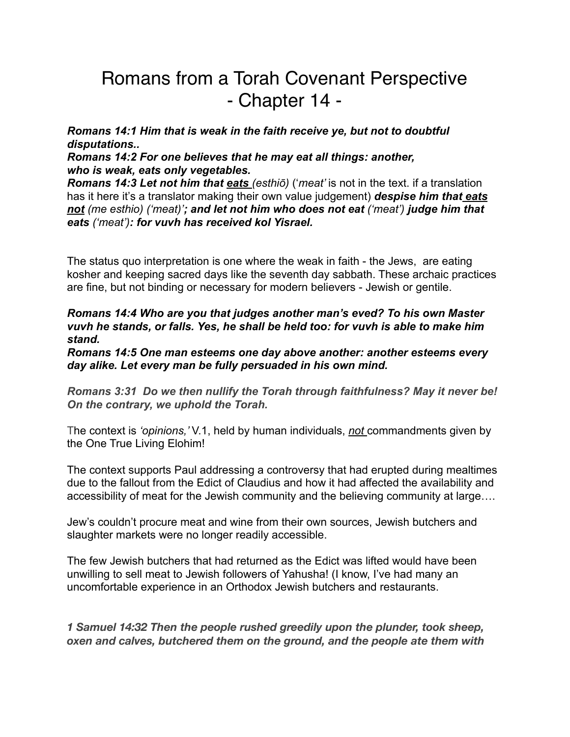# Romans from a Torah Covenant Perspective
# - Chapter 14 -

***Romans 14:1 Him that is weak in the faith receive ye, but not to doubtful disputations..***
***Romans 14:2 For one believes that he may eat all things: another, who is weak, eats only vegetables.***
***Romans 14:3 Let not him that <u>eats</u>*** *(esthiō)* ('*meat'* is not in the text. if a translation has it here it's a translator making their own value judgement) ***despise him that <u>eats not</u>*** *(me esthio) ('meat')*'***; and let not him who does not eat*** *('meat')* ***judge him that eats*** *('meat')****: for vuvh has received kol Yisrael.***

The status quo interpretation is one where the weak in faith - the Jews, are eating kosher and keeping sacred days like the seventh day sabbath. These archaic practices are fine, but not binding or necessary for modern believers - Jewish or gentile.

***Romans 14:4 Who are you that judges another man's eved? To his own Master vuvh he stands, or falls. Yes, he shall be held too: for vuvh is able to make him stand.***
***Romans 14:5 One man esteems one day above another: another esteems every day alike. Let every man be fully persuaded in his own mind.***

***Romans 3:31 Do we then nullify the Torah through faithfulness? May it never be! On the contrary, we uphold the Torah.***

The context is *'opinions,'* V.1, held by human individuals, *<u>not</u>* commandments given by the One True Living Elohim!

The context supports Paul addressing a controversy that had erupted during mealtimes due to the fallout from the Edict of Claudius and how it had affected the availability and accessibility of meat for the Jewish community and the believing community at large….

Jew's couldn't procure meat and wine from their own sources, Jewish butchers and slaughter markets were no longer readily accessible.

The few Jewish butchers that had returned as the Edict was lifted would have been unwilling to sell meat to Jewish followers of Yahusha! (I know, I've had many an uncomfortable experience in an Orthodox Jewish butchers and restaurants.

***1 Samuel 14:32 Then the people rushed greedily upon the plunder, took sheep, oxen and calves, butchered them on the ground, and the people ate them with***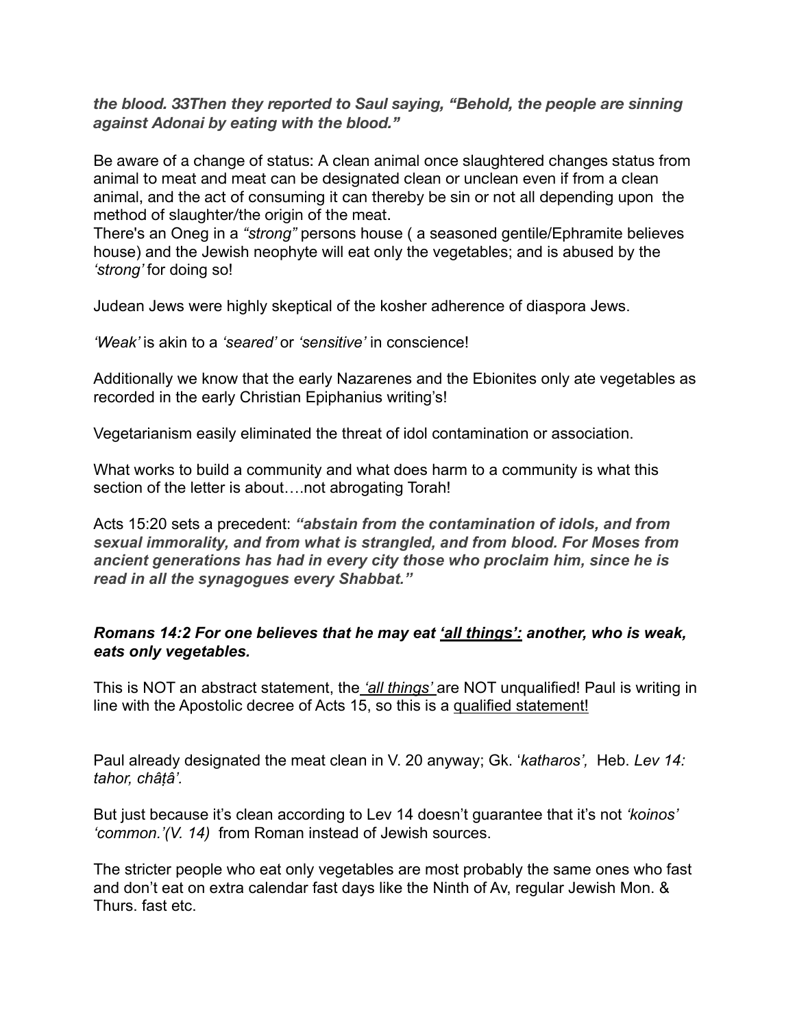***the blood. 33Then they reported to Saul saying, "Behold, the people are sinning against Adonai by eating with the blood."***

Be aware of a change of status: A clean animal once slaughtered changes status from animal to meat and meat can be designated clean or unclean even if from a clean animal, and the act of consuming it can thereby be sin or not all depending upon the method of slaughter/the origin of the meat.

There's an Oneg in a *"strong"* persons house ( a seasoned gentile/Ephramite believes house) and the Jewish neophyte will eat only the vegetables; and is abused by the *'strong'* for doing so!

Judean Jews were highly skeptical of the kosher adherence of diaspora Jews.

*'Weak'* is akin to a *'seared'* or *'sensitive'* in conscience!

Additionally we know that the early Nazarenes and the Ebionites only ate vegetables as recorded in the early Christian Epiphanius writing's!

Vegetarianism easily eliminated the threat of idol contamination or association.

What works to build a community and what does harm to a community is what this section of the letter is about….not abrogating Torah!

Acts 15:20 sets a precedent: ***"abstain from the contamination of idols, and from sexual immorality, and from what is strangled, and from blood. For Moses from ancient generations has had in every city those who proclaim him, since he is read in all the synagogues every Shabbat."***

***Romans 14:2 For one believes that he may eat <u>'all things':</u> another, who is weak, eats only vegetables.***

This is NOT an abstract statement, the *<u>'all things'</u>* are NOT unqualified! Paul is writing in line with the Apostolic decree of Acts 15, so this is a <u>qualified statement!</u>

Paul already designated the meat clean in V. 20 anyway; Gk. '*katharos',* Heb. *Lev 14: tahor, châṭâ'.*

But just because it's clean according to Lev 14 doesn't guarantee that it's not *'koinos' 'common.'(V. 14)* from Roman instead of Jewish sources.

The stricter people who eat only vegetables are most probably the same ones who fast and don't eat on extra calendar fast days like the Ninth of Av, regular Jewish Mon. & Thurs. fast etc.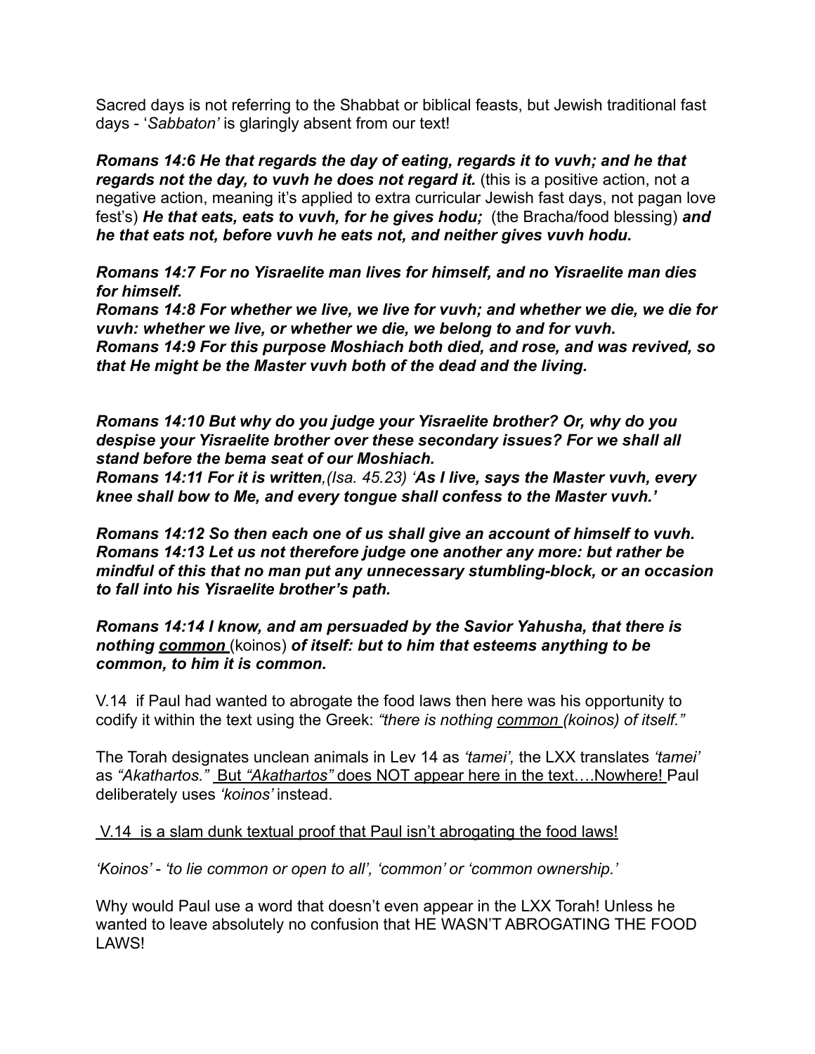Sacred days is not referring to the Shabbat or biblical feasts, but Jewish traditional fast days - '*Sabbaton'* is glaringly absent from our text!

***Romans 14:6 He that regards the day of eating, regards it to vuvh; and he that regards not the day, to vuvh he does not regard it.*** (this is a positive action, not a negative action, meaning it's applied to extra curricular Jewish fast days, not pagan love fest's) ***He that eats, eats to vuvh, for he gives hodu;*** (the Bracha/food blessing) ***and he that eats not, before vuvh he eats not, and neither gives vuvh hodu.***

***Romans 14:7 For no Yisraelite man lives for himself, and no Yisraelite man dies for himself.***
***Romans 14:8 For whether we live, we live for vuvh; and whether we die, we die for vuvh: whether we live, or whether we die, we belong to and for vuvh.***
***Romans 14:9 For this purpose Moshiach both died, and rose, and was revived, so that He might be the Master vuvh both of the dead and the living.***

***Romans 14:10 But why do you judge your Yisraelite brother? Or, why do you despise your Yisraelite brother over these secondary issues? For we shall all stand before the bema seat of our Moshiach.***
***Romans 14:11 For it is written****,(Isa. 45.23)* ***'As I live, says the Master vuvh, every knee shall bow to Me, and every tongue shall confess to the Master vuvh.'***

***Romans 14:12 So then each one of us shall give an account of himself to vuvh.***
***Romans 14:13 Let us not therefore judge one another any more: but rather be mindful of this that no man put any unnecessary stumbling-block, or an occasion to fall into his Yisraelite brother's path.***

***Romans 14:14 I know, and am persuaded by the Savior Yahusha, that there is nothing <u>common</u>*** (koinos) ***of itself: but to him that esteems anything to be common, to him it is common.***

V.14 if Paul had wanted to abrogate the food laws then here was his opportunity to codify it within the text using the Greek: *"there is nothing <u>common</u> (koinos) of itself."*

The Torah designates unclean animals in Lev 14 as *'tamei',* the LXX translates *'tamei'* as *"Akathartos."* <u>But *"Akathartos"* does NOT appear here in the text….Nowhere!</u> Paul deliberately uses *'koinos'* instead.

<u>V.14 is a slam dunk textual proof that Paul isn't abrogating the food laws!</u>

*'Koinos' - 'to lie common or open to all', 'common' or 'common ownership.'*

Why would Paul use a word that doesn't even appear in the LXX Torah! Unless he wanted to leave absolutely no confusion that HE WASN'T ABROGATING THE FOOD LAWS!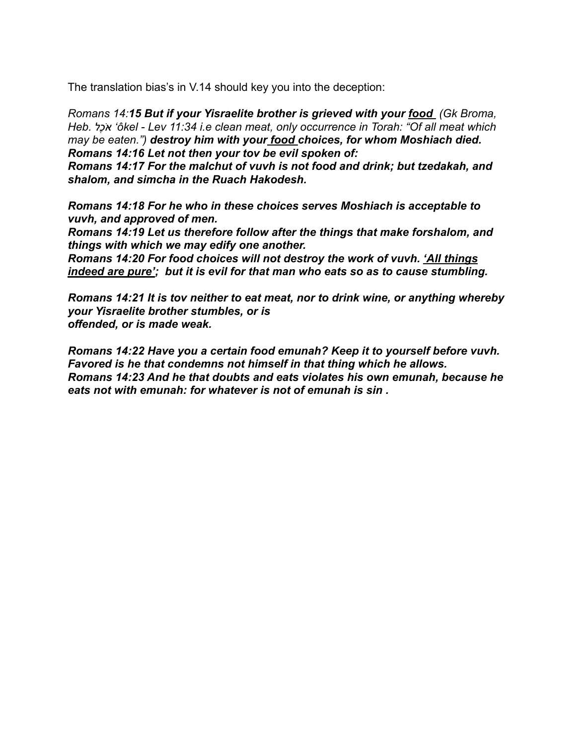The translation bias's in V.14 should key you into the deception:

*Romans 14:**15 But if your Yisraelite brother is grieved with your <u>food</u>** (Gk Broma, Heb. אֹכֶל 'ôkel - Lev 11:34 i.e clean meat, only occurrence in Torah: "Of all meat which may be eaten.") **destroy him with your <u>food</u> choices, for whom Moshiach died.***
***Romans 14:16 Let not then your tov be evil spoken of:***
***Romans 14:17 For the malchut of vuvh is not food and drink; but tzedakah, and shalom, and simcha in the Ruach Hakodesh.***

***Romans 14:18 For he who in these choices serves Moshiach is acceptable to vuvh, and approved of men.***
***Romans 14:19 Let us therefore follow after the things that make forshalom, and things with which we may edify one another.***
***Romans 14:20 For food choices will not destroy the work of vuvh. <u>'All things indeed are pure'</u>; but it is evil for that man who eats so as to cause stumbling.***

***Romans 14:21 It is tov neither to eat meat, nor to drink wine, or anything whereby your Yisraelite brother stumbles, or is offended, or is made weak.***

***Romans 14:22 Have you a certain food emunah? Keep it to yourself before vuvh. Favored is he that condemns not himself in that thing which he allows.***
***Romans 14:23 And he that doubts and eats violates his own emunah, because he eats not with emunah: for whatever is not of emunah is sin .***